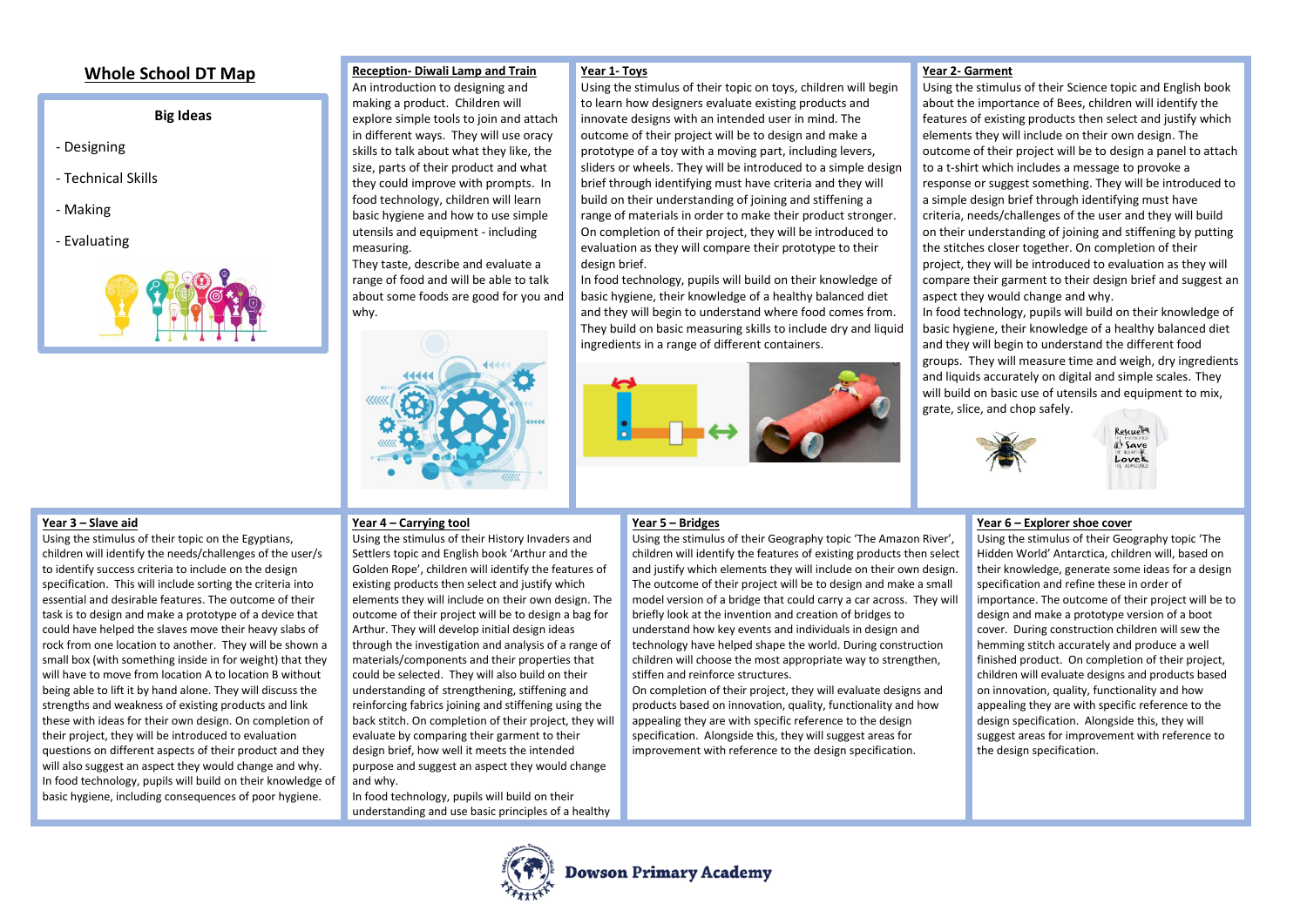# Whole School DT Map

## Big Ideas

- Designing
- Technical Skills
- Making
- Evaluating

### Reception- Diwali Lamp and Train

An introduction to designing and making a product. Children will explore simple tools to join and attach in different ways. They will use oracy skills to talk about what they like, the size, parts of their product and what they could improve with prompts. In food technology, children will learn basic hygiene and how to use simple utensils and equipment - including measuring.

They taste, describe and evaluate a range of food and will be able to talk about some foods are good for you and why.

### Year 1- Toys

Using the stimulus of their topic on toys, children will begin to learn how designers evaluate existing products and innovate designs with an intended user in mind. The outcome of their project will be to design and make a prototype of a toy with a moving part, including levers, sliders or wheels. They will be introduced to a simple design brief through identifying must have criteria and they will build on their understanding of joining and stiffening a range of materials in order to make their product stronger. On completion of their project, they will be introduced to evaluation as they will compare their prototype to their design brief.

In food technology, pupils will build on their knowledge of basic hygiene, their knowledge of a healthy balanced diet and they will begin to understand where food comes from. They build on basic measuring skills to include dry and liquid ingredients in a range of different containers.

### Year 2- Garment

Using the stimulus of their Science topic and English book about the importance of Bees, children will identify the features of existing products then select and justify which elements they will include on their own design. The outcome of their project will be to design a panel to attach to a t-shirt which includes a message to provoke a response or suggest something. They will be introduced to a simple design brief through identifying must have criteria, needs/challenges of the user and they will build on their understanding of joining and stiffening by putting the stitches closer together. On completion of their project, they will be introduced to evaluation as they will compare their garment to their design brief and suggest an aspect they would change and why.

In food technology, pupils will build on their knowledge of basic hygiene, their knowledge of a healthy balanced diet and they will begin to understand the different food groups. They will measure time and weigh, dry ingredients and liquids accurately on digital and simple scales. They will build on basic use of utensils and equipment to mix, grate, slice, and chop safely.

### Year 3 – Slave aid

Using the stimulus of their topic on the Egyptians, children will identify the needs/challenges of the user/s to identify success criteria to include on the design specification. This will include sorting the criteria into essential and desirable features. The outcome of their task is to design and make a prototype of a device that could have helped the slaves move their heavy slabs of rock from one location to another. They will be shown a small box (with something inside in for weight) that they will have to move from location A to location B without being able to lift it by hand alone. They will discuss the strengths and weakness of existing products and link these with ideas for their own design. On completion of their project, they will be introduced to evaluation questions on different aspects of their product and they will also suggest an aspect they would change and why.

In food technology, pupils will build on their knowledge of basic hygiene, including consequences of poor hygiene.

### Year 4 – Carrying tool

Using the stimulus of their History Invaders and Settlers topic and English book 'Arthur and the Golden Rope', children will identify the features of existing products then select and justify which elements they will include on their own design. The outcome of their project will be to design a bag for Arthur. They will develop initial design ideas through the investigation and analysis of a range of materials/components and their properties that could be selected. They will also build on their understanding of strengthening, stiffening and reinforcing fabrics joining and stiffening using the back stitch. On completion of their project, they will evaluate by comparing their garment to their design brief, how well it meets the intended purpose and suggest an aspect they would change and why.

In food technology, pupils will build on their understanding and use basic principles of a healthy

### Year 5 – Bridges

Using the stimulus of their Geography topic 'The Amazon River', children will identify the features of existing products then select and justify which elements they will include on their own design. The outcome of their project will be to design and make a small model version of a bridge that could carry a car across. They will briefly look at the invention and creation of bridges to understand how key events and individuals in design and technology have helped shape the world. During construction children will choose the most appropriate way to strengthen, stiffen and reinforce structures.

On completion of their project, they will evaluate designs and products based on innovation, quality, functionality and how appealing they are with specific reference to the design specification. Alongside this, they will suggest areas for improvement with reference to the design specification.

### Year 6 – Explorer shoe cover

Using the stimulus of their Geography topic 'The Hidden World' Antarctica, children will, based on their knowledge, generate some ideas for a design specification and refine these in order of importance. The outcome of their project will be to design and make a prototype version of a boot cover. During construction children will sew the hemming stitch accurately and produce a well finished product. On completion of their project, children will evaluate designs and products based on innovation, quality, functionality and how appealing they are with specific reference to the design specification. Alongside this, they will suggest areas for improvement with reference to the design specification.

Dowson Primary Academy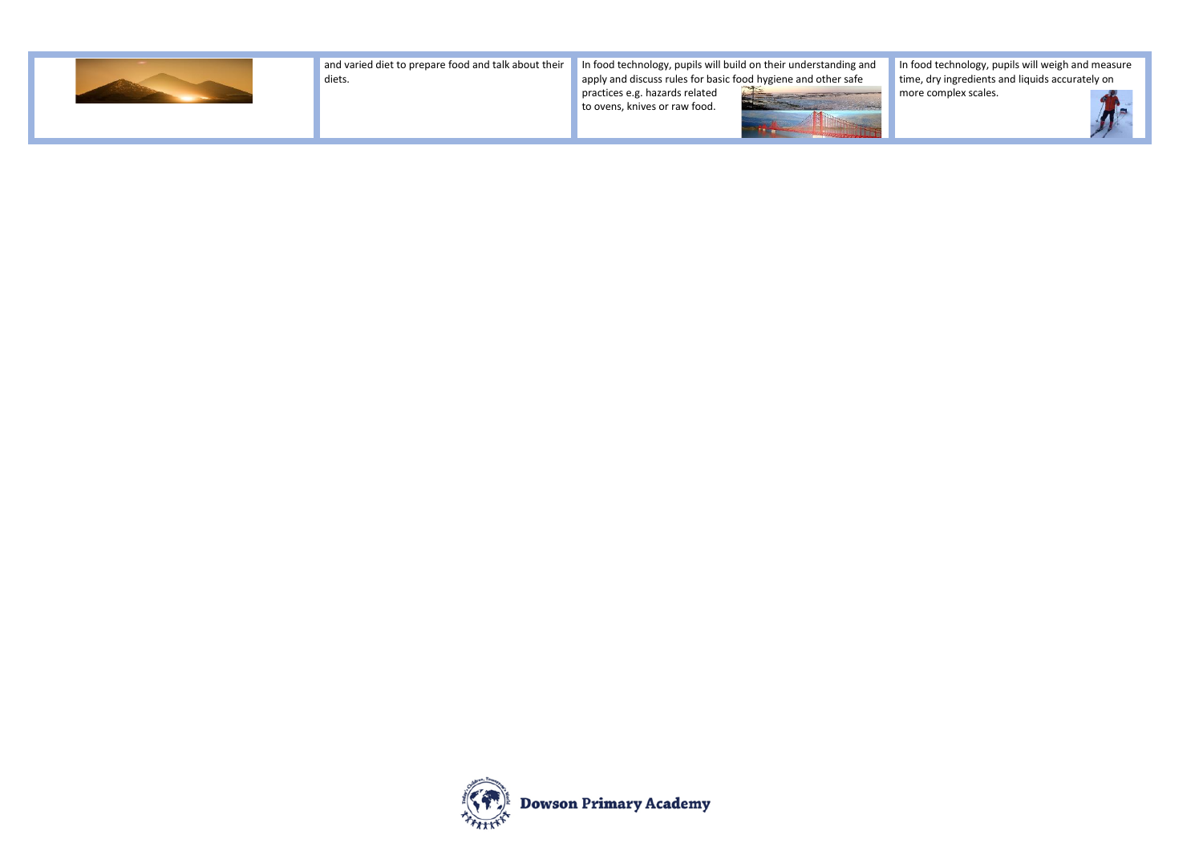| | | | |
|---|---|---|---|
| | and varied diet to prepare food and talk about their diets. | In food technology, pupils will build on their understanding and apply and discuss rules for basic food hygiene and other safe practices e.g. hazards related to ovens, knives or raw food. | In food technology, pupils will weigh and measure time, dry ingredients and liquids accurately on more complex scales. |

Dowson Primary Academy